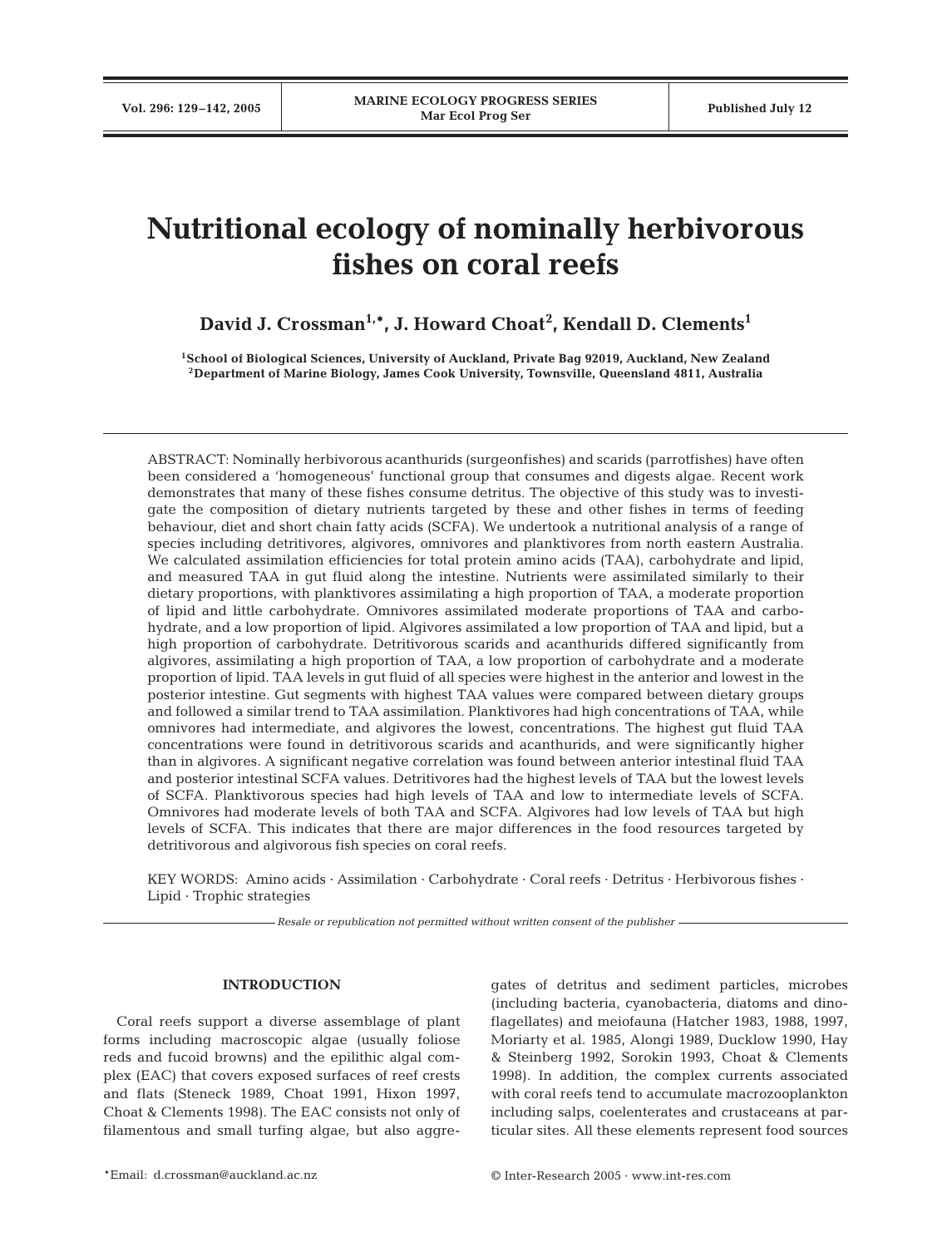# Nutritional ecology of nominally herbivorous fishes on coral reefs

**David J. Crossman[1,*], J. Howard Choat[2], Kendall D. Clements[1]**

[1]School of Biological Sciences, University of Auckland, Private Bag 92019, Auckland, New Zealand
[2]Department of Marine Biology, James Cook University, Townsville, Queensland 4811, Australia

ABSTRACT: Nominally herbivorous acanthurids (surgeonfishes) and scarids (parrotfishes) have often been considered a 'homogeneous' functional group that consumes and digests algae. Recent work demonstrates that many of these fishes consume detritus. The objective of this study was to investigate the composition of dietary nutrients targeted by these and other fishes in terms of feeding behaviour, diet and short chain fatty acids (SCFA). We undertook a nutritional analysis of a range of species including detritivores, algivores, omnivores and planktivores from north eastern Australia. We calculated assimilation efficiencies for total protein amino acids (TAA), carbohydrate and lipid, and measured TAA in gut fluid along the intestine. Nutrients were assimilated similarly to their dietary proportions, with planktivores assimilating a high proportion of TAA, a moderate proportion of lipid and little carbohydrate. Omnivores assimilated moderate proportions of TAA and carbohydrate, and a low proportion of lipid. Algivores assimilated a low proportion of TAA and lipid, but a high proportion of carbohydrate. Detritivorous scarids and acanthurids differed significantly from algivores, assimilating a high proportion of TAA, a low proportion of carbohydrate and a moderate proportion of lipid. TAA levels in gut fluid of all species were highest in the anterior and lowest in the posterior intestine. Gut segments with highest TAA values were compared between dietary groups and followed a similar trend to TAA assimilation. Planktivores had high concentrations of TAA, while omnivores had intermediate, and algivores the lowest, concentrations. The highest gut fluid TAA concentrations were found in detritivorous scarids and acanthurids, and were significantly higher than in algivores. A significant negative correlation was found between anterior intestinal fluid TAA and posterior intestinal SCFA values. Detritivores had the highest levels of TAA but the lowest levels of SCFA. Planktivorous species had high levels of TAA and low to intermediate levels of SCFA. Omnivores had moderate levels of both TAA and SCFA. Algivores had low levels of TAA but high levels of SCFA. This indicates that there are major differences in the food resources targeted by detritivorous and algivorous fish species on coral reefs.

KEY WORDS: Amino acids · Assimilation · Carbohydrate · Coral reefs · Detritus · Herbivorous fishes · Lipid · Trophic strategies

*Resale or republication not permitted without written consent of the publisher*

## INTRODUCTION

Coral reefs support a diverse assemblage of plant forms including macroscopic algae (usually foliose reds and fucoid browns) and the epilithic algal complex (EAC) that covers exposed surfaces of reef crests and flats (Steneck 1989, Choat 1991, Hixon 1997, Choat & Clements 1998). The EAC consists not only of filamentous and small turfing algae, but also aggregates of detritus and sediment particles, microbes (including bacteria, cyanobacteria, diatoms and dinoflagellates) and meiofauna (Hatcher 1983, 1988, 1997, Moriarty et al. 1985, Alongi 1989, Ducklow 1990, Hay & Steinberg 1992, Sorokin 1993, Choat & Clements 1998). In addition, the complex currents associated with coral reefs tend to accumulate macrozooplankton including salps, coelenterates and crustaceans at particular sites. All these elements represent food sources

*Email: d.crossman@auckland.ac.nz

© Inter-Research 2005 · www.int-res.com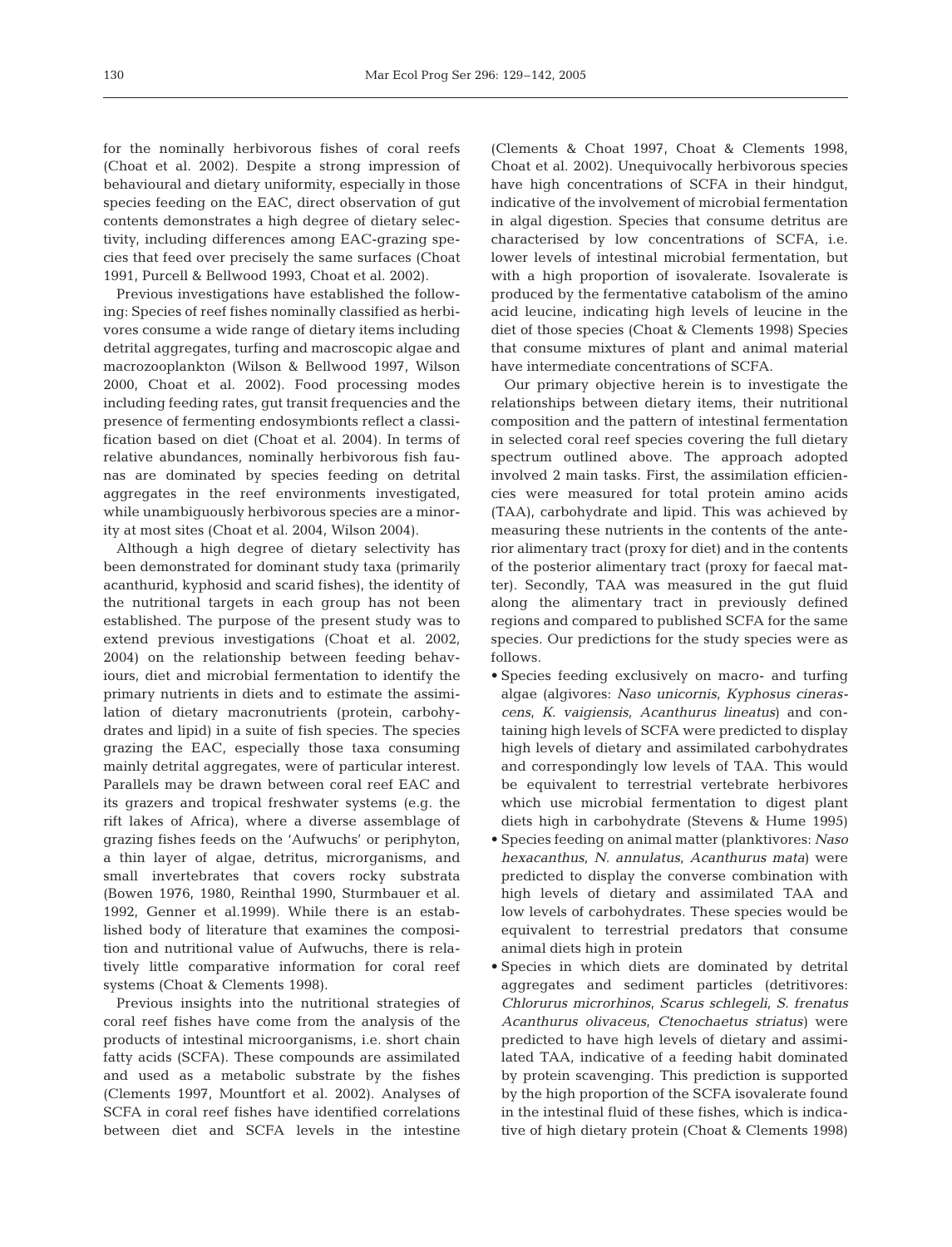for the nominally herbivorous fishes of coral reefs (Choat et al. 2002). Despite a strong impression of behavioural and dietary uniformity, especially in those species feeding on the EAC, direct observation of gut contents demonstrates a high degree of dietary selectivity, including differences among EAC-grazing species that feed over precisely the same surfaces (Choat 1991, Purcell & Bellwood 1993, Choat et al. 2002).

Previous investigations have established the following: Species of reef fishes nominally classified as herbivores consume a wide range of dietary items including detrital aggregates, turfing and macroscopic algae and macrozooplankton (Wilson & Bellwood 1997, Wilson 2000, Choat et al. 2002). Food processing modes including feeding rates, gut transit frequencies and the presence of fermenting endosymbionts reflect a classification based on diet (Choat et al. 2004). In terms of relative abundances, nominally herbivorous fish faunas are dominated by species feeding on detrital aggregates in the reef environments investigated, while unambiguously herbivorous species are a minority at most sites (Choat et al. 2004, Wilson 2004).

Although a high degree of dietary selectivity has been demonstrated for dominant study taxa (primarily acanthurid, kyphosid and scarid fishes), the identity of the nutritional targets in each group has not been established. The purpose of the present study was to extend previous investigations (Choat et al. 2002, 2004) on the relationship between feeding behaviours, diet and microbial fermentation to identify the primary nutrients in diets and to estimate the assimilation of dietary macronutrients (protein, carbohydrates and lipid) in a suite of fish species. The species grazing the EAC, especially those taxa consuming mainly detrital aggregates, were of particular interest. Parallels may be drawn between coral reef EAC and its grazers and tropical freshwater systems (e.g. the rift lakes of Africa), where a diverse assemblage of grazing fishes feeds on the 'Aufwuchs' or periphyton, a thin layer of algae, detritus, microrganisms, and small invertebrates that covers rocky substrata (Bowen 1976, 1980, Reinthal 1990, Sturmbauer et al. 1992, Genner et al.1999). While there is an established body of literature that examines the composition and nutritional value of Aufwuchs, there is relatively little comparative information for coral reef systems (Choat & Clements 1998).

Previous insights into the nutritional strategies of coral reef fishes have come from the analysis of the products of intestinal microorganisms, i.e. short chain fatty acids (SCFA). These compounds are assimilated and used as a metabolic substrate by the fishes (Clements 1997, Mountfort et al. 2002). Analyses of SCFA in coral reef fishes have identified correlations between diet and SCFA levels in the intestine (Clements & Choat 1997, Choat & Clements 1998, Choat et al. 2002). Unequivocally herbivorous species have high concentrations of SCFA in their hindgut, indicative of the involvement of microbial fermentation in algal digestion. Species that consume detritus are characterised by low concentrations of SCFA, i.e. lower levels of intestinal microbial fermentation, but with a high proportion of isovalerate. Isovalerate is produced by the fermentative catabolism of the amino acid leucine, indicating high levels of leucine in the diet of those species (Choat & Clements 1998) Species that consume mixtures of plant and animal material have intermediate concentrations of SCFA.

Our primary objective herein is to investigate the relationships between dietary items, their nutritional composition and the pattern of intestinal fermentation in selected coral reef species covering the full dietary spectrum outlined above. The approach adopted involved 2 main tasks. First, the assimilation efficiencies were measured for total protein amino acids (TAA), carbohydrate and lipid. This was achieved by measuring these nutrients in the contents of the anterior alimentary tract (proxy for diet) and in the contents of the posterior alimentary tract (proxy for faecal matter). Secondly, TAA was measured in the gut fluid along the alimentary tract in previously defined regions and compared to published SCFA for the same species. Our predictions for the study species were as follows.

- Species feeding exclusively on macro- and turfing algae (algivores: *Naso unicornis*, *Kyphosus cinerascens*, *K. vaigiensis*, *Acanthurus lineatus*) and containing high levels of SCFA were predicted to display high levels of dietary and assimilated carbohydrates and correspondingly low levels of TAA. This would be equivalent to terrestrial vertebrate herbivores which use microbial fermentation to digest plant diets high in carbohydrate (Stevens & Hume 1995)
- Species feeding on animal matter (planktivores: *Naso hexacanthus*, *N. annulatus*, *Acanthurus mata*) were predicted to display the converse combination with high levels of dietary and assimilated TAA and low levels of carbohydrates. These species would be equivalent to terrestrial predators that consume animal diets high in protein
- Species in which diets are dominated by detrital aggregates and sediment particles (detritivores: *Chlorurus microrhinos*, *Scarus schlegeli*, *S. frenatus* *Acanthurus olivaceus*, *Ctenochaetus striatus*) were predicted to have high levels of dietary and assimilated TAA, indicative of a feeding habit dominated by protein scavenging. This prediction is supported by the high proportion of the SCFA isovalerate found in the intestinal fluid of these fishes, which is indicative of high dietary protein (Choat & Clements 1998)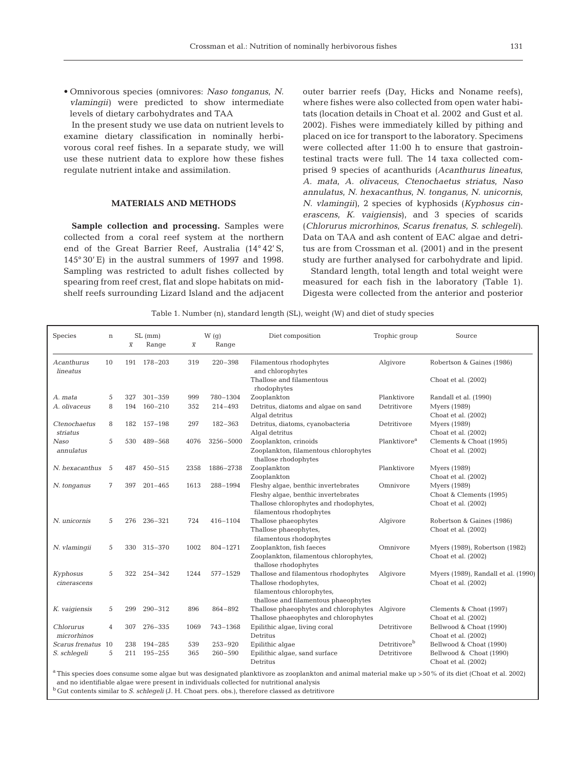- Omnivorous species (omnivores: *Naso tonganus*, *N. vlamingii*) were predicted to show intermediate levels of dietary carbohydrates and TAA

In the present study we use data on nutrient levels to examine dietary classification in nominally herbivorous coral reef fishes. In a separate study, we will use these nutrient data to explore how these fishes regulate nutrient intake and assimilation.

## MATERIALS AND METHODS

**Sample collection and processing.** Samples were collected from a coral reef system at the northern end of the Great Barrier Reef, Australia (14° 42′ S, 145° 30′ E) in the austral summers of 1997 and 1998. Sampling was restricted to adult fishes collected by spearing from reef crest, flat and slope habitats on mid-shelf reefs surrounding Lizard Island and the adjacent outer barrier reefs (Day, Hicks and Noname reefs), where fishes were also collected from open water habitats (location details in Choat et al. 2002 and Gust et al. 2002). Fishes were immediately killed by pithing and placed on ice for transport to the laboratory. Specimens were collected after 11:00 h to ensure that gastrointestinal tracts were full. The 14 taxa collected comprised 9 species of acanthurids (*Acanthurus lineatus*, *A. mata*, *A. olivaceus*, *Ctenochaetus striatus*, *Naso annulatus*, *N. hexacanthus*, *N. tonganus*, *N. unicornis*, *N. vlamingii*), 2 species of kyphosids (*Kyphosus cinerascens*, *K. vaigiensis*), and 3 species of scarids (*Chlorurus microrhinos*, *Scarus frenatus*, *S. schlegeli*). Data on TAA and ash content of EAC algae and detritus are from Crossman et al. (2001) and in the present study are further analysed for carbohydrate and lipid.

Standard length, total length and total weight were measured for each fish in the laboratory (Table 1). Digesta were collected from the anterior and posterior

Table 1. Number (n), standard length (SL), weight (W) and diet of study species

| Species | n | SL (mm) | | W (g) | | Diet composition | Trophic group | Source |
|---|---|---|---|---|---|---|---|---|
| | | $\bar{x}$ | Range | $\bar{x}$ | Range | | | |
| *Acanthurus lineatus* | 10 | 191 | 178–203 | 319 | 220–398 | Filamentous rhodophytes and chlorophytes | Algivore | Robertson & Gaines (1986) |
| | | | | | | Thallose and filamentous rhodophytes | | Choat et al. (2002) |
| *A. mata* | 5 | 327 | 301–359 | 999 | 780–1304 | Zooplankton | Planktivore | Randall et al. (1990) |
| *A. olivaceus* | 8 | 194 | 160–210 | 352 | 214–493 | Detritus, diatoms and algae on sand | Detritivore | Myers (1989) |
| | | | | | | Algal detritus | | Choat et al. (2002) |
| *Ctenochaetus striatus* | 8 | 182 | 157–198 | 297 | 182–363 | Detritus, diatoms, cyanobacteria | Detritivore | Myers (1989) |
| | | | | | | Algal detritus | | Choat et al. (2002) |
| *Naso annulatus* | 5 | 530 | 489–568 | 4076 | 3256–5000 | Zooplankton, crinoids | Planktivore[a] | Clements & Choat (1995) |
| | | | | | | Zooplankton, filamentous chlorophytes thallose rhodophytes | | Choat et al. (2002) |
| *N. hexacanthus* | 5 | 487 | 450–515 | 2358 | 1886–2738 | Zooplankton | Planktivore | Myers (1989) |
| | | | | | | Zooplankton | | Choat et al. (2002) |
| *N. tonganus* | 7 | 397 | 201–465 | 1613 | 288–1994 | Fleshy algae, benthic invertebrates | Omnivore | Myers (1989) |
| | | | | | | Fleshy algae, benthic invertebrates | | Choat & Clements (1995) |
| | | | | | | Thallose chlorophytes and rhodophytes, filamentous rhodophytes | | Choat et al. (2002) |
| *N. unicornis* | 5 | 276 | 236–321 | 724 | 416–1104 | Thallose phaeophytes | Algivore | Robertson & Gaines (1986) |
| | | | | | | Thallose phaeophytes, filamentous rhodophytes | | Choat et al. (2002) |
| *N. vlamingii* | 5 | 330 | 315–370 | 1002 | 804–1271 | Zooplankton, fish faeces | Omnivore | Myers (1989), Robertson (1982) |
| | | | | | | Zooplankton, filamentous chlorophytes, thallose rhodophytes | | Choat et al. (2002) |
| *Kyphosus cinerascens* | 5 | 322 | 254–342 | 1244 | 577–1529 | Thallose and filamentous rhodophytes | Algivore | Myers (1989), Randall et al. (1990) |
| | | | | | | Thallose rhodophytes, filamentous chlorophytes, thallose and filamentous phaeophytes | | Choat et al. (2002) |
| *K. vaigiensis* | 5 | 299 | 290–312 | 896 | 864–892 | Thallose phaeophytes and chlorophytes | Algivore | Clements & Choat (1997) |
| | | | | | | Thallose phaeophytes and chlorophytes | | Choat et al. (2002) |
| *Chlorurus microrhinos* | 4 | 307 | 276–335 | 1069 | 743–1368 | Epilithic algae, living coral | Detritivore | Bellwood & Choat (1990) |
| | | | | | | Detritus | | Choat et al. (2002) |
| *Scarus frenatus* | 10 | 238 | 194–285 | 539 | 253–920 | Epilithic algae | Detritivore[b] | Bellwood & Choat (1990) |
| *S. schlegeli* | 5 | 211 | 195–255 | 365 | 260–590 | Epilithic algae, sand surface | Detritivore | Bellwood & Choat (1990) |
| | | | | | | Detritus | | Choat et al. (2002) |

[a] This species does consume some algae but was designated planktivore as zooplankton and animal material make up >50% of its diet (Choat et al. 2002) and no identifiable algae were present in individuals collected for nutritional analysis

[b] Gut contents similar to *S. schlegeli* (J. H. Choat pers. obs.), therefore classed as detritivore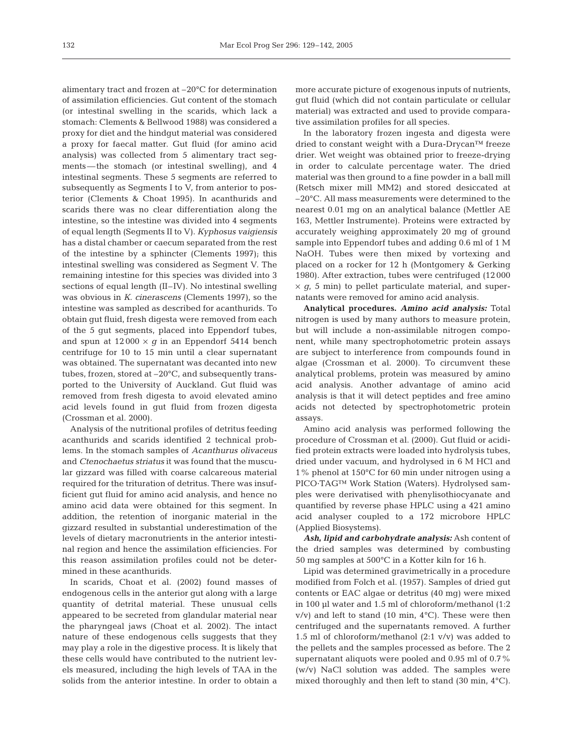alimentary tract and frozen at –20°C for determination of assimilation efficiencies. Gut content of the stomach (or intestinal swelling in the scarids, which lack a stomach: Clements & Bellwood 1988) was considered a proxy for diet and the hindgut material was considered a proxy for faecal matter. Gut fluid (for amino acid analysis) was collected from 5 alimentary tract segments — the stomach (or intestinal swelling), and 4 intestinal segments. These 5 segments are referred to subsequently as Segments I to V, from anterior to posterior (Clements & Choat 1995). In acanthurids and scarids there was no clear differentiation along the intestine, so the intestine was divided into 4 segments of equal length (Segments II to V). *Kyphosus vaigiensis* has a distal chamber or caecum separated from the rest of the intestine by a sphincter (Clements 1997); this intestinal swelling was considered as Segment V. The remaining intestine for this species was divided into 3 sections of equal length (II–IV). No intestinal swelling was obvious in *K. cinerascens* (Clements 1997), so the intestine was sampled as described for acanthurids. To obtain gut fluid, fresh digesta were removed from each of the 5 gut segments, placed into Eppendorf tubes, and spun at $12\,000 \times g$ in an Eppendorf 5414 bench centrifuge for 10 to 15 min until a clear supernatant was obtained. The supernatant was decanted into new tubes, frozen, stored at –20°C, and subsequently transported to the University of Auckland. Gut fluid was removed from fresh digesta to avoid elevated amino acid levels found in gut fluid from frozen digesta (Crossman et al. 2000).

Analysis of the nutritional profiles of detritus feeding acanthurids and scarids identified 2 technical problems. In the stomach samples of *Acanthurus olivaceus* and *Ctenochaetus striatus* it was found that the muscular gizzard was filled with coarse calcareous material required for the trituration of detritus. There was insufficient gut fluid for amino acid analysis, and hence no amino acid data were obtained for this segment. In addition, the retention of inorganic material in the gizzard resulted in substantial underestimation of the levels of dietary macronutrients in the anterior intestinal region and hence the assimilation efficiencies. For this reason assimilation profiles could not be determined in these acanthurids.

In scarids, Choat et al. (2002) found masses of endogenous cells in the anterior gut along with a large quantity of detrital material. These unusual cells appeared to be secreted from glandular material near the pharyngeal jaws (Choat et al. 2002). The intact nature of these endogenous cells suggests that they may play a role in the digestive process. It is likely that these cells would have contributed to the nutrient levels measured, including the high levels of TAA in the solids from the anterior intestine. In order to obtain a more accurate picture of exogenous inputs of nutrients, gut fluid (which did not contain particulate or cellular material) was extracted and used to provide comparative assimilation profiles for all species.

In the laboratory frozen ingesta and digesta were dried to constant weight with a Dura-Drycan™ freeze drier. Wet weight was obtained prior to freeze-drying in order to calculate percentage water. The dried material was then ground to a fine powder in a ball mill (Retsch mixer mill MM2) and stored desiccated at –20°C. All mass measurements were determined to the nearest 0.01 mg on an analytical balance (Mettler AE 163, Mettler Instrumente). Proteins were extracted by accurately weighing approximately 20 mg of ground sample into Eppendorf tubes and adding 0.6 ml of 1 M NaOH. Tubes were then mixed by vortexing and placed on a rocker for 12 h (Montgomery & Gerking 1980). After extraction, tubes were centrifuged ($12\,000 \times g$, 5 min) to pellet particulate material, and supernatants were removed for amino acid analysis.

**Analytical procedures.** ***Amino acid analysis:*** Total nitrogen is used by many authors to measure protein, but will include a non-assimilable nitrogen component, while many spectrophotometric protein assays are subject to interference from compounds found in algae (Crossman et al. 2000). To circumvent these analytical problems, protein was measured by amino acid analysis. Another advantage of amino acid analysis is that it will detect peptides and free amino acids not detected by spectrophotometric protein assays.

Amino acid analysis was performed following the procedure of Crossman et al. (2000). Gut fluid or acidified protein extracts were loaded into hydrolysis tubes, dried under vacuum, and hydrolysed in 6 M HCl and 1% phenol at 150°C for 60 min under nitrogen using a PICO·TAG™ Work Station (Waters). Hydrolysed samples were derivatised with phenylisothiocyanate and quantified by reverse phase HPLC using a 421 amino acid analyser coupled to a 172 microbore HPLC (Applied Biosystems).

***Ash, lipid and carbohydrate analysis:*** Ash content of the dried samples was determined by combusting 50 mg samples at 500°C in a Kotter kiln for 16 h.

Lipid was determined gravimetrically in a procedure modified from Folch et al. (1957). Samples of dried gut contents or EAC algae or detritus (40 mg) were mixed in 100 µl water and 1.5 ml of chloroform/methanol (1:2 v/v) and left to stand (10 min, 4°C). These were then centrifuged and the supernatants removed. A further 1.5 ml of chloroform/methanol (2:1 v/v) was added to the pellets and the samples processed as before. The 2 supernatant aliquots were pooled and 0.95 ml of 0.7% (w/v) NaCl solution was added. The samples were mixed thoroughly and then left to stand (30 min, 4°C).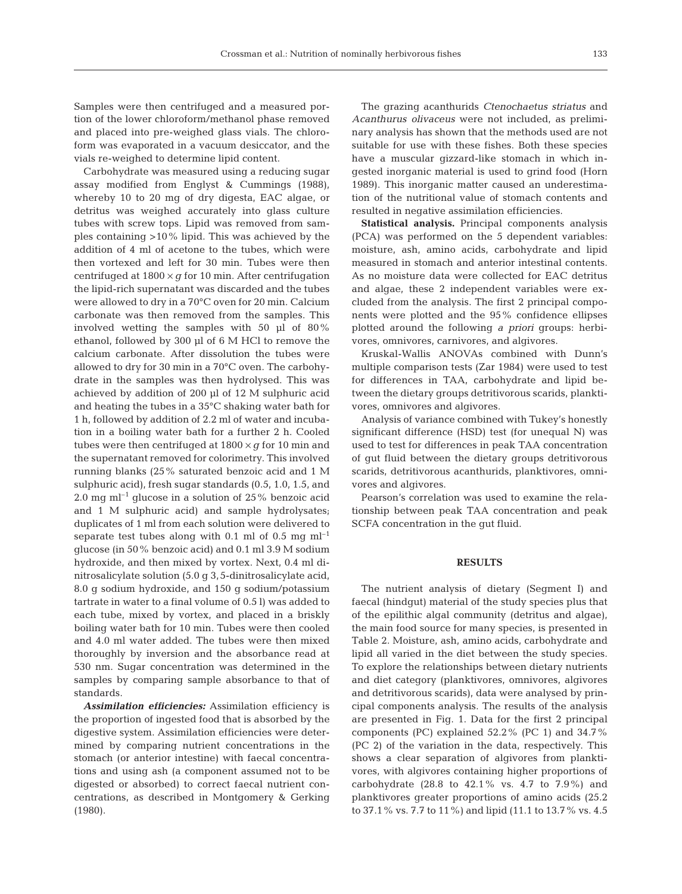Samples were then centrifuged and a measured portion of the lower chloroform/methanol phase removed and placed into pre-weighed glass vials. The chloroform was evaporated in a vacuum desiccator, and the vials re-weighed to determine lipid content.

Carbohydrate was measured using a reducing sugar assay modified from Englyst & Cummings (1988), whereby 10 to 20 mg of dry digesta, EAC algae, or detritus was weighed accurately into glass culture tubes with screw tops. Lipid was removed from samples containing >10% lipid. This was achieved by the addition of 4 ml of acetone to the tubes, which were then vortexed and left for 30 min. Tubes were then centrifuged at $1800 \times g$ for 10 min. After centrifugation the lipid-rich supernatant was discarded and the tubes were allowed to dry in a 70°C oven for 20 min. Calcium carbonate was then removed from the samples. This involved wetting the samples with 50 µl of 80% ethanol, followed by 300 µl of 6 M HCl to remove the calcium carbonate. After dissolution the tubes were allowed to dry for 30 min in a 70°C oven. The carbohydrate in the samples was then hydrolysed. This was achieved by addition of 200 µl of 12 M sulphuric acid and heating the tubes in a 35°C shaking water bath for 1 h, followed by addition of 2.2 ml of water and incubation in a boiling water bath for a further 2 h. Cooled tubes were then centrifuged at $1800 \times g$ for 10 min and the supernatant removed for colorimetry. This involved running blanks (25% saturated benzoic acid and 1 M sulphuric acid), fresh sugar standards (0.5, 1.0, 1.5, and 2.0 mg ml$^{-1}$ glucose in a solution of 25% benzoic acid and 1 M sulphuric acid) and sample hydrolysates; duplicates of 1 ml from each solution were delivered to separate test tubes along with 0.1 ml of 0.5 mg ml$^{-1}$ glucose (in 50% benzoic acid) and 0.1 ml 3.9 M sodium hydroxide, and then mixed by vortex. Next, 0.4 ml dinitrosalicylate solution (5.0 g 3,5-dinitrosalicylate acid, 8.0 g sodium hydroxide, and 150 g sodium/potassium tartrate in water to a final volume of 0.5 l) was added to each tube, mixed by vortex, and placed in a briskly boiling water bath for 10 min. Tubes were then cooled and 4.0 ml water added. The tubes were then mixed thoroughly by inversion and the absorbance read at 530 nm. Sugar concentration was determined in the samples by comparing sample absorbance to that of standards.

***Assimilation efficiencies:*** Assimilation efficiency is the proportion of ingested food that is absorbed by the digestive system. Assimilation efficiencies were determined by comparing nutrient concentrations in the stomach (or anterior intestine) with faecal concentrations and using ash (a component assumed not to be digested or absorbed) to correct faecal nutrient concentrations, as described in Montgomery & Gerking (1980).

The grazing acanthurids *Ctenochaetus striatus* and *Acanthurus olivaceus* were not included, as preliminary analysis has shown that the methods used are not suitable for use with these fishes. Both these species have a muscular gizzard-like stomach in which ingested inorganic material is used to grind food (Horn 1989). This inorganic matter caused an underestimation of the nutritional value of stomach contents and resulted in negative assimilation efficiencies.

**Statistical analysis.** Principal components analysis (PCA) was performed on the 5 dependent variables: moisture, ash, amino acids, carbohydrate and lipid measured in stomach and anterior intestinal contents. As no moisture data were collected for EAC detritus and algae, these 2 independent variables were excluded from the analysis. The first 2 principal components were plotted and the 95% confidence ellipses plotted around the following *a priori* groups: herbivores, omnivores, carnivores, and algivores.

Kruskal-Wallis ANOVAs combined with Dunn's multiple comparison tests (Zar 1984) were used to test for differences in TAA, carbohydrate and lipid between the dietary groups detritivorous scarids, planktivores, omnivores and algivores.

Analysis of variance combined with Tukey's honestly significant difference (HSD) test (for unequal N) was used to test for differences in peak TAA concentration of gut fluid between the dietary groups detritivorous scarids, detritivorous acanthurids, planktivores, omnivores and algivores.

Pearson's correlation was used to examine the relationship between peak TAA concentration and peak SCFA concentration in the gut fluid.

## RESULTS

The nutrient analysis of dietary (Segment I) and faecal (hindgut) material of the study species plus that of the epilithic algal community (detritus and algae), the main food source for many species, is presented in Table 2. Moisture, ash, amino acids, carbohydrate and lipid all varied in the diet between the study species. To explore the relationships between dietary nutrients and diet category (planktivores, omnivores, algivores and detritivorous scarids), data were analysed by principal components analysis. The results of the analysis are presented in Fig. 1. Data for the first 2 principal components (PC) explained 52.2% (PC 1) and 34.7% (PC 2) of the variation in the data, respectively. This shows a clear separation of algivores from planktivores, with algivores containing higher proportions of carbohydrate (28.8 to 42.1% vs. 4.7 to 7.9%) and planktivores greater proportions of amino acids (25.2 to 37.1% vs. 7.7 to 11%) and lipid (11.1 to 13.7% vs. 4.5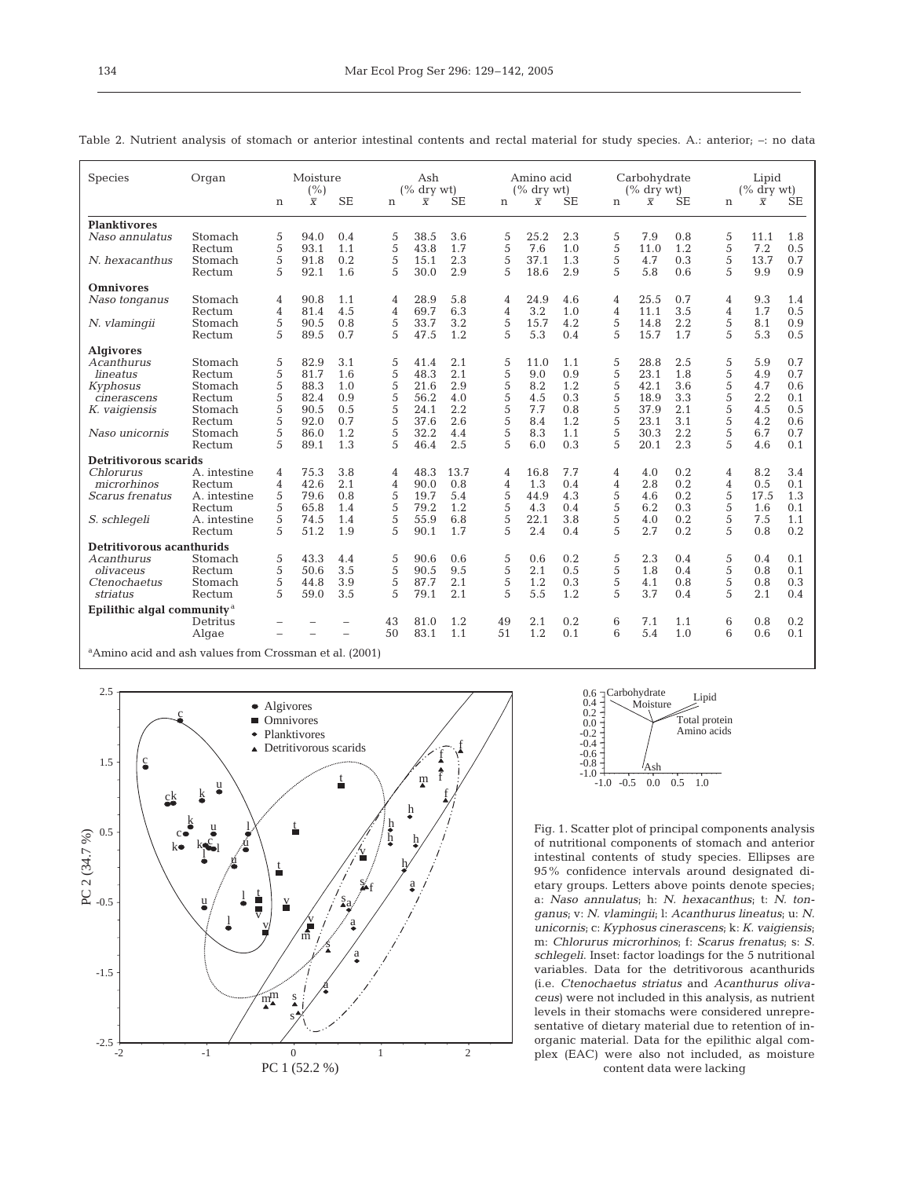Table 2. Nutrient analysis of stomach or anterior intestinal contents and rectal material for study species. A.: anterior; –: no data

| Species | Organ | Moisture (%) | | | Ash (% dry wt) | | | Amino acid (% dry wt) | | | Carbohydrate (% dry wt) | | | Lipid (% dry wt) | | |
|---|---|---|---|---|---|---|---|---|---|---|---|---|---|---|---|---|
| | | n | $\bar{x}$ | SE | n | $\bar{x}$ | SE | n | $\bar{x}$ | SE | n | $\bar{x}$ | SE | n | $\bar{x}$ | SE |
| **Planktivores** | | | | | | | | | | | | | | | | |
| *Naso annulatus* | Stomach | 5 | 94.0 | 0.4 | 5 | 38.5 | 3.6 | 5 | 25.2 | 2.3 | 5 | 7.9 | 0.8 | 5 | 11.1 | 1.8 |
| | Rectum | 5 | 93.1 | 1.1 | 5 | 43.8 | 1.7 | 5 | 7.6 | 1.0 | 5 | 11.0 | 1.2 | 5 | 7.2 | 0.5 |
| *N. hexacanthus* | Stomach | 5 | 91.8 | 0.2 | 5 | 15.1 | 2.3 | 5 | 37.1 | 1.3 | 5 | 4.7 | 0.3 | 5 | 13.7 | 0.7 |
| | Rectum | 5 | 92.1 | 1.6 | 5 | 30.0 | 2.9 | 5 | 18.6 | 2.9 | 5 | 5.8 | 0.6 | 5 | 9.9 | 0.9 |
| **Omnivores** | | | | | | | | | | | | | | | | |
| *Naso tonganus* | Stomach | 4 | 90.8 | 1.1 | 4 | 28.9 | 5.8 | 4 | 24.9 | 4.6 | 4 | 25.5 | 0.7 | 4 | 9.3 | 1.4 |
| | Rectum | 4 | 81.4 | 4.5 | 4 | 69.7 | 6.3 | 4 | 3.2 | 1.0 | 4 | 11.1 | 3.5 | 4 | 1.7 | 0.5 |
| *N. vlamingii* | Stomach | 5 | 90.5 | 0.8 | 5 | 33.7 | 3.2 | 5 | 15.7 | 4.2 | 5 | 14.8 | 2.2 | 5 | 8.1 | 0.9 |
| | Rectum | 5 | 89.5 | 0.7 | 5 | 47.5 | 1.2 | 5 | 5.3 | 0.4 | 5 | 15.7 | 1.7 | 5 | 5.3 | 0.5 |
| **Algivores** | | | | | | | | | | | | | | | | |
| *Acanthurus lineatus* | Stomach | 5 | 82.9 | 3.1 | 5 | 41.4 | 2.1 | 5 | 11.0 | 1.1 | 5 | 28.8 | 2.5 | 5 | 5.9 | 0.7 |
| | Rectum | 5 | 81.7 | 1.6 | 5 | 48.3 | 2.1 | 5 | 9.0 | 0.9 | 5 | 23.1 | 1.8 | 5 | 4.9 | 0.7 |
| *Kyphosus cinerascens* | Stomach | 5 | 88.3 | 1.0 | 5 | 21.6 | 2.9 | 5 | 8.2 | 1.2 | 5 | 42.1 | 3.6 | 5 | 4.7 | 0.6 |
| | Rectum | 5 | 82.4 | 0.9 | 5 | 56.2 | 4.0 | 5 | 4.5 | 0.3 | 5 | 18.9 | 3.3 | 5 | 2.2 | 0.1 |
| *K. vaigiensis* | Stomach | 5 | 90.5 | 0.5 | 5 | 24.1 | 2.2 | 5 | 7.7 | 0.8 | 5 | 37.9 | 2.1 | 5 | 4.5 | 0.5 |
| | Rectum | 5 | 92.0 | 0.7 | 5 | 37.6 | 2.6 | 5 | 8.4 | 1.2 | 5 | 23.1 | 3.1 | 5 | 4.2 | 0.6 |
| *Naso unicornis* | Stomach | 5 | 86.0 | 1.2 | 5 | 32.2 | 4.4 | 5 | 8.3 | 1.1 | 5 | 30.3 | 2.2 | 5 | 6.7 | 0.7 |
| | Rectum | 5 | 89.1 | 1.3 | 5 | 46.4 | 2.5 | 5 | 6.0 | 0.3 | 5 | 20.1 | 2.3 | 5 | 4.6 | 0.1 |
| **Detritivorous scarids** | | | | | | | | | | | | | | | | |
| *Chlorurus microrhinos* | A. intestine | 4 | 75.3 | 3.8 | 4 | 48.3 | 13.7 | 4 | 16.8 | 7.7 | 4 | 4.0 | 0.2 | 4 | 8.2 | 3.4 |
| | Rectum | 4 | 42.6 | 2.1 | 4 | 90.0 | 0.8 | 4 | 1.3 | 0.4 | 4 | 2.8 | 0.2 | 4 | 0.5 | 0.1 |
| *Scarus frenatus* | A. intestine | 5 | 79.6 | 0.8 | 5 | 19.7 | 5.4 | 5 | 44.9 | 4.3 | 5 | 4.6 | 0.2 | 5 | 17.5 | 1.3 |
| | Rectum | 5 | 65.8 | 1.4 | 5 | 79.2 | 1.2 | 5 | 4.3 | 0.4 | 5 | 6.2 | 0.3 | 5 | 1.6 | 0.1 |
| *S. schlegeli* | A. intestine | 5 | 74.5 | 1.4 | 5 | 55.9 | 6.8 | 5 | 22.1 | 3.8 | 5 | 4.0 | 0.2 | 5 | 7.5 | 1.1 |
| | Rectum | 5 | 51.2 | 1.9 | 5 | 90.1 | 1.7 | 5 | 2.4 | 0.4 | 5 | 2.7 | 0.2 | 5 | 0.8 | 0.2 |
| **Detritivorous acanthurids** | | | | | | | | | | | | | | | | |
| *Acanthurus olivaceus* | Stomach | 5 | 43.3 | 4.4 | 5 | 90.6 | 0.6 | 5 | 0.6 | 0.2 | 5 | 2.3 | 0.4 | 5 | 0.4 | 0.1 |
| | Rectum | 5 | 50.6 | 3.5 | 5 | 90.5 | 9.5 | 5 | 2.1 | 0.5 | 5 | 1.8 | 0.4 | 5 | 0.8 | 0.1 |
| *Ctenochaetus striatus* | Stomach | 5 | 44.8 | 3.9 | 5 | 87.7 | 2.1 | 5 | 1.2 | 0.3 | 5 | 4.1 | 0.8 | 5 | 0.8 | 0.3 |
| | Rectum | 5 | 59.0 | 3.5 | 5 | 79.1 | 2.1 | 5 | 5.5 | 1.2 | 5 | 3.7 | 0.4 | 5 | 2.1 | 0.4 |
| **Epilithic algal community**[a] | | | | | | | | | | | | | | | | |
| | Detritus | – | – | – | 43 | 81.0 | 1.2 | 49 | 2.1 | 0.2 | 6 | 7.1 | 1.1 | 6 | 0.8 | 0.2 |
| | Algae | – | – | – | 50 | 83.1 | 1.1 | 51 | 1.2 | 0.1 | 6 | 5.4 | 1.0 | 6 | 0.6 | 0.1 |

[a]Amino acid and ash values from Crossman et al. (2001)

Fig. 1. Scatter plot of principal components analysis of nutritional components of stomach and anterior intestinal contents of study species. Ellipses are 95% confidence intervals around designated dietary groups. Letters above points denote species; a: *Naso annulatus*; h: *N. hexacanthus*; t: *N. tonganus*; v: *N. vlamingii*; l: *Acanthurus lineatus*; u: *N. unicornis*; c: *Kyphosus cinerascens*; k: *K. vaigiensis*; m: *Chlorurus microrhinos*; f: *Scarus frenatus*; s: *S. schlegeli*. Inset: factor loadings for the 5 nutritional variables. Data for the detritivorous acanthurids (i.e. *Ctenochaetus striatus* and *Acanthurus olivaceus*) were not included in this analysis, as nutrient levels in their stomachs were considered unrepresentative of dietary material due to retention of inorganic material. Data for the epilithic algal complex (EAC) were also not included, as moisture content data were lacking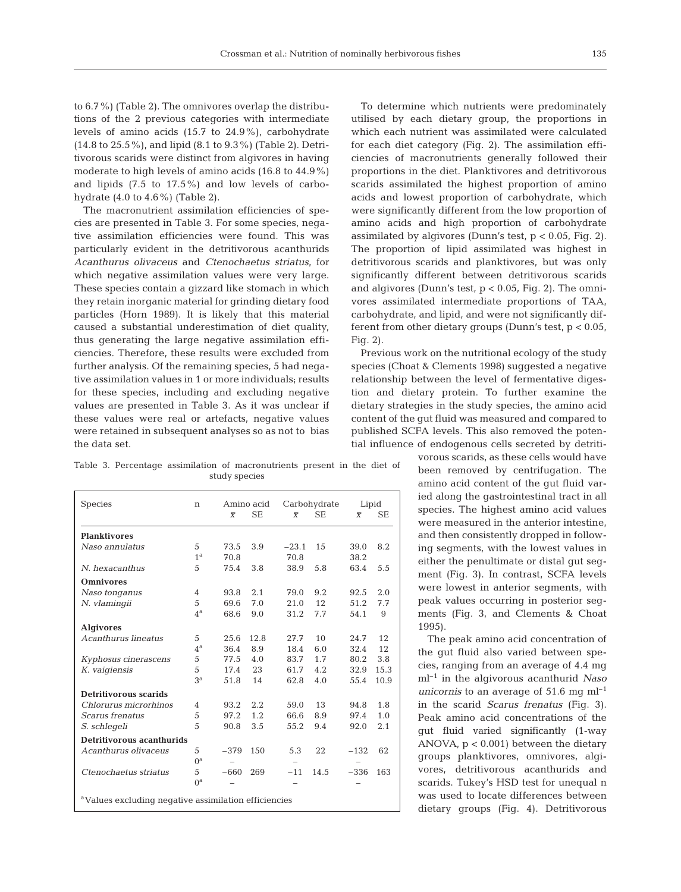to 6.7%) (Table 2). The omnivores overlap the distributions of the 2 previous categories with intermediate levels of amino acids (15.7 to 24.9%), carbohydrate (14.8 to 25.5%), and lipid (8.1 to 9.3%) (Table 2). Detritivorous scarids were distinct from algivores in having moderate to high levels of amino acids (16.8 to 44.9%) and lipids (7.5 to 17.5%) and low levels of carbohydrate (4.0 to 4.6%) (Table 2).

The macronutrient assimilation efficiencies of species are presented in Table 3. For some species, negative assimilation efficiencies were found. This was particularly evident in the detritivorous acanthurids *Acanthurus olivaceus* and *Ctenochaetus striatus*, for which negative assimilation values were very large. These species contain a gizzard like stomach in which they retain inorganic material for grinding dietary food particles (Horn 1989). It is likely that this material caused a substantial underestimation of diet quality, thus generating the large negative assimilation efficiencies. Therefore, these results were excluded from further analysis. Of the remaining species, 5 had negative assimilation values in 1 or more individuals; results for these species, including and excluding negative values are presented in Table 3. As it was unclear if these values were real or artefacts, negative values were retained in subsequent analyses so as not to bias the data set.

Table 3. Percentage assimilation of macronutrients present in the diet of study species

| Species | n | Amino acid | | Carbohydrate | | Lipid | |
|---|---|---|---|---|---|---|---|
| | | $\bar{x}$ | SE | $\bar{x}$ | SE | $\bar{x}$ | SE |
| **Planktivores** | | | | | | | |
| *Naso annulatus* | 5 | 73.5 | 3.9 | −23.1 | 15 | 39.0 | 8.2 |
| | 1[a] | 70.8 | | 70.8 | | 38.2 | |
| *N. hexacanthus* | 5 | 75.4 | 3.8 | 38.9 | 5.8 | 63.4 | 5.5 |
| **Omnivores** | | | | | | | |
| *Naso tonganus* | 4 | 93.8 | 2.1 | 79.0 | 9.2 | 92.5 | 2.0 |
| *N. vlamingii* | 5 | 69.6 | 7.0 | 21.0 | 12 | 51.2 | 7.7 |
| | 4[a] | 68.6 | 9.0 | 31.2 | 7.7 | 54.1 | 9 |
| **Algivores** | | | | | | | |
| *Acanthurus lineatus* | 5 | 25.6 | 12.8 | 27.7 | 10 | 24.7 | 12 |
| | 4[a] | 36.4 | 8.9 | 18.4 | 6.0 | 32.4 | 12 |
| *Kyphosus cinerascens* | 5 | 77.5 | 4.0 | 83.7 | 1.7 | 80.2 | 3.8 |
| *K. vaigiensis* | 5 | 17.4 | 23 | 61.7 | 4.2 | 32.9 | 15.3 |
| | 3[a] | 51.8 | 14 | 62.8 | 4.0 | 55.4 | 10.9 |
| **Detritivorous scarids** | | | | | | | |
| *Chlorurus microrhinos* | 4 | 93.2 | 2.2 | 59.0 | 13 | 94.8 | 1.8 |
| *Scarus frenatus* | 5 | 97.2 | 1.2 | 66.6 | 8.9 | 97.4 | 1.0 |
| *S. schlegeli* | 5 | 90.8 | 3.5 | 55.2 | 9.4 | 92.0 | 2.1 |
| **Detritivorous acanthurids** | | | | | | | |
| *Acanthurus olivaceus* | 5 | −379 | 150 | 5.3 | 22 | −132 | 62 |
| | 0[a] | – | | – | | – | |
| *Ctenochaetus striatus* | 5 | −660 | 269 | −11 | 14.5 | −336 | 163 |
| | 0[a] | – | | – | | – | |

[a]Values excluding negative assimilation efficiencies

To determine which nutrients were predominately utilised by each dietary group, the proportions in which each nutrient was assimilated were calculated for each diet category (Fig. 2). The assimilation efficiencies of macronutrients generally followed their proportions in the diet. Planktivores and detritivorous scarids assimilated the highest proportion of amino acids and lowest proportion of carbohydrate, which were significantly different from the low proportion of amino acids and high proportion of carbohydrate assimilated by algivores (Dunn's test, $p < 0.05$, Fig. 2). The proportion of lipid assimilated was highest in detritivorous scarids and planktivores, but was only significantly different between detritivorous scarids and algivores (Dunn's test, $p < 0.05$, Fig. 2). The omnivores assimilated intermediate proportions of TAA, carbohydrate, and lipid, and were not significantly different from other dietary groups (Dunn's test, $p < 0.05$, Fig. 2).

Previous work on the nutritional ecology of the study species (Choat & Clements 1998) suggested a negative relationship between the level of fermentative digestion and dietary protein. To further examine the dietary strategies in the study species, the amino acid content of the gut fluid was measured and compared to published SCFA levels. This also removed the potential influence of endogenous cells secreted by detritivorous scarids, as these cells would have been removed by centrifugation. The amino acid content of the gut fluid varied along the gastrointestinal tract in all species. The highest amino acid values were measured in the anterior intestine, and then consistently dropped in following segments, with the lowest values in either the penultimate or distal gut segment (Fig. 3). In contrast, SCFA levels were lowest in anterior segments, with peak values occurring in posterior segments (Fig. 3, and Clements & Choat 1995).

The peak amino acid concentration of the gut fluid also varied between species, ranging from an average of 4.4 mg $ml^{-1}$ in the algivorous acanthurid *Naso unicornis* to an average of 51.6 mg $ml^{-1}$ in the scarid *Scarus frenatus* (Fig. 3). Peak amino acid concentrations of the gut fluid varied significantly (1-way ANOVA, $p < 0.001$) between the dietary groups planktivores, omnivores, algivores, detritivorous acanthurids and scarids. Tukey's HSD test for unequal n was used to locate differences between dietary groups (Fig. 4). Detritivorous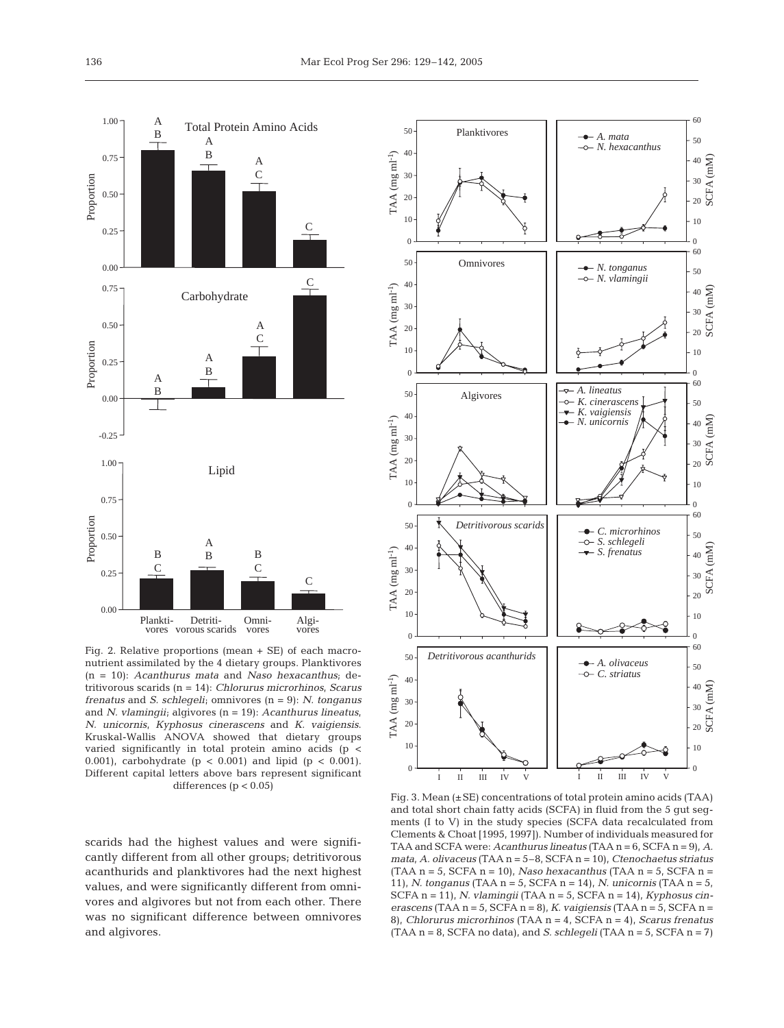Fig. 2. Relative proportions (mean + SE) of each macronutrient assimilated by the 4 dietary groups. Planktivores (n = 10): *Acanthurus mata* and *Naso hexacanthus*; detritivorous scarids (n = 14): *Chlorurus microrhinos*, *Scarus frenatus* and *S. schlegeli*; omnivores (n = 9): *N. tonganus* and *N. vlamingii*; algivores (n = 19): *Acanthurus lineatus*, *N. unicornis*, *Kyphosus cinerascens* and *K. vaigiensis*. Kruskal-Wallis ANOVA showed that dietary groups varied significantly in total protein amino acids ($p < 0.001$), carbohydrate ($p < 0.001$) and lipid ($p < 0.001$). Different capital letters above bars represent significant differences ($p < 0.05$)

Fig. 3. Mean (±SE) concentrations of total protein amino acids (TAA) and total short chain fatty acids (SCFA) in fluid from the 5 gut segments (I to V) in the study species (SCFA data recalculated from Clements & Choat [1995, 1997]). Number of individuals measured for TAA and SCFA were: *Acanthurus lineatus* (TAA n = 6, SCFA n = 9), *A. mata*, *A. olivaceus* (TAA n = 5–8, SCFA n = 10), *Ctenochaetus striatus* (TAA n = 5, SCFA n = 10), *Naso hexacanthus* (TAA n = 5, SCFA n = 11), *N. tonganus* (TAA n = 5, SCFA n = 14), *N. unicornis* (TAA n = 5, SCFA n = 11), *N. vlamingii* (TAA n = 5, SCFA n = 14), *Kyphosus cinerascens* (TAA n = 5, SCFA n = 8), *K. vaigiensis* (TAA n = 5, SCFA n = 8), *Chlorurus microrhinos* (TAA n = 4, SCFA n = 4), *Scarus frenatus* (TAA n = 8, SCFA no data), and *S. schlegeli* (TAA n = 5, SCFA n = 7)

scarids had the highest values and were significantly different from all other groups; detritivorous acanthurids and planktivores had the next highest values, and were significantly different from omnivores and algivores but not from each other. There was no significant difference between omnivores and algivores.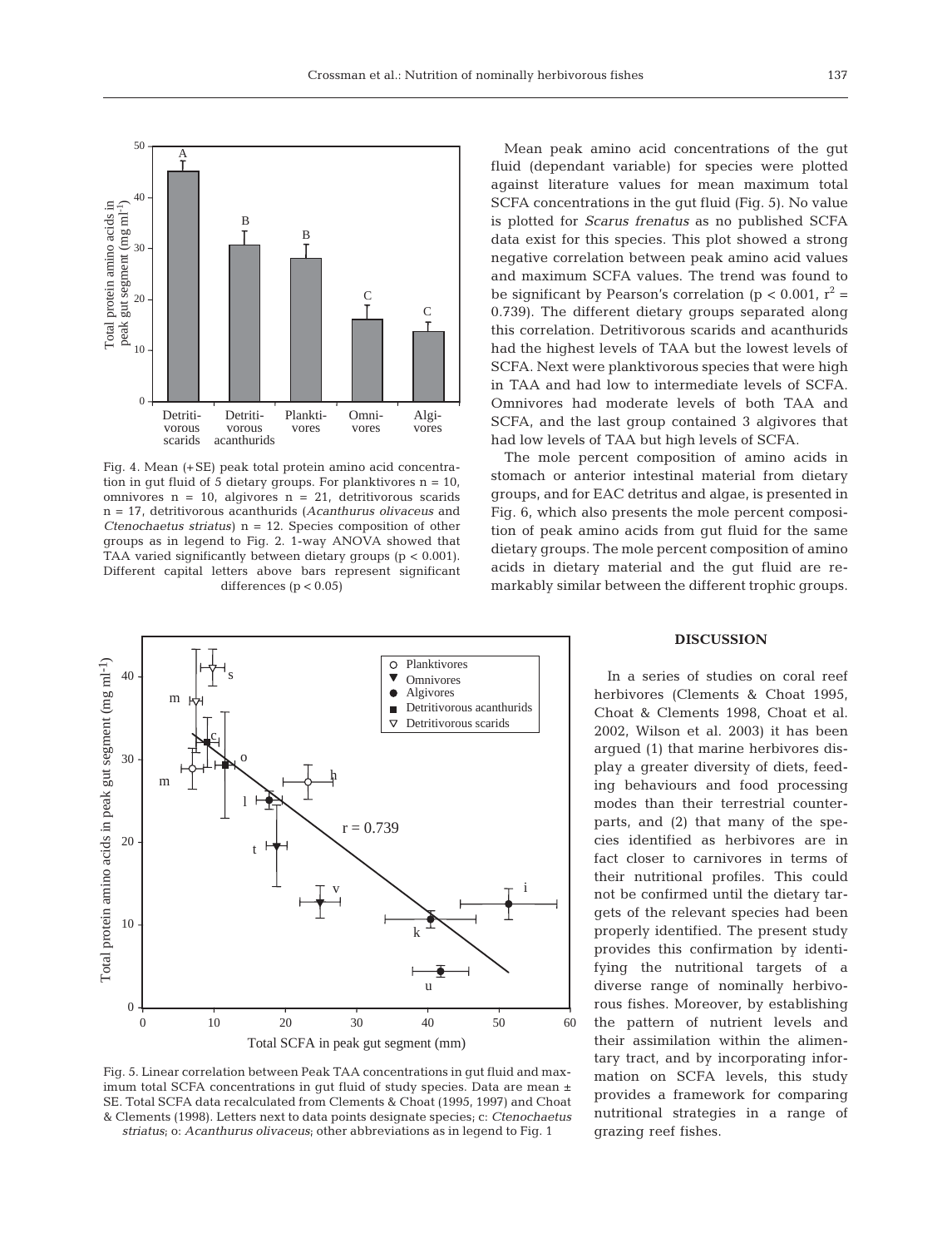Fig. 4. Mean (+SE) peak total protein amino acid concentration in gut fluid of 5 dietary groups. For planktivores n = 10, omnivores n = 10, algivores n = 21, detritivorous scarids n = 17, detritivorous acanthurids (*Acanthurus olivaceus* and *Ctenochaetus striatus*) n = 12. Species composition of other groups as in legend to Fig. 2. 1-way ANOVA showed that TAA varied significantly between dietary groups ($p < 0.001$). Different capital letters above bars represent significant differences ($p < 0.05$)

Fig. 5. Linear correlation between Peak TAA concentrations in gut fluid and maximum total SCFA concentrations in gut fluid of study species. Data are mean ± SE. Total SCFA data recalculated from Clements & Choat (1995, 1997) and Choat & Clements (1998). Letters next to data points designate species; c: *Ctenochaetus striatus*; o: *Acanthurus olivaceus*; other abbreviations as in legend to Fig. 1

Mean peak amino acid concentrations of the gut fluid (dependant variable) for species were plotted against literature values for mean maximum total SCFA concentrations in the gut fluid (Fig. 5). No value is plotted for *Scarus frenatus* as no published SCFA data exist for this species. This plot showed a strong negative correlation between peak amino acid values and maximum SCFA values. The trend was found to be significant by Pearson's correlation ($p < 0.001$, $r^2 = 0.739$). The different dietary groups separated along this correlation. Detritivorous scarids and acanthurids had the highest levels of TAA but the lowest levels of SCFA. Next were planktivorous species that were high in TAA and had low to intermediate levels of SCFA. Omnivores had moderate levels of both TAA and SCFA, and the last group contained 3 algivores that had low levels of TAA but high levels of SCFA.

The mole percent composition of amino acids in stomach or anterior intestinal material from dietary groups, and for EAC detritus and algae, is presented in Fig. 6, which also presents the mole percent composition of peak amino acids from gut fluid for the same dietary groups. The mole percent composition of amino acids in dietary material and the gut fluid are remarkably similar between the different trophic groups.

## DISCUSSION

In a series of studies on coral reef herbivores (Clements & Choat 1995, Choat & Clements 1998, Choat et al. 2002, Wilson et al. 2003) it has been argued (1) that marine herbivores display a greater diversity of diets, feeding behaviours and food processing modes than their terrestrial counterparts, and (2) that many of the species identified as herbivores are in fact closer to carnivores in terms of their nutritional profiles. This could not be confirmed until the dietary targets of the relevant species had been properly identified. The present study provides this confirmation by identifying the nutritional targets of a diverse range of nominally herbivorous fishes. Moreover, by establishing the pattern of nutrient levels and their assimilation within the alimentary tract, and by incorporating information on SCFA levels, this study provides a framework for comparing nutritional strategies in a range of grazing reef fishes.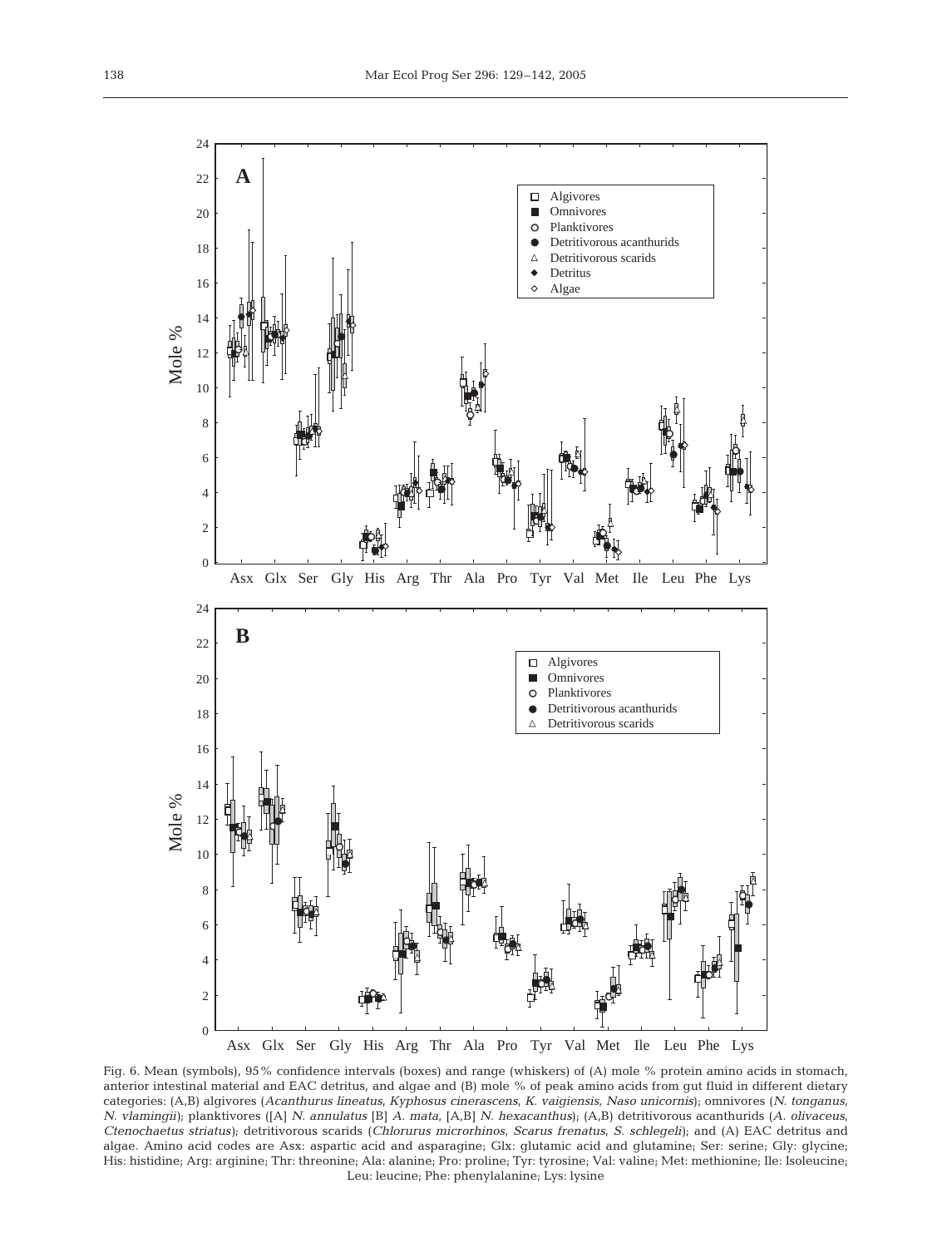Fig. 6. Mean (symbols), 95% confidence intervals (boxes) and range (whiskers) of (A) mole % protein amino acids in stomach, anterior intestinal material and EAC detritus, and algae and (B) mole % of peak amino acids from gut fluid in different dietary categories: (A,B) algivores (*Acanthurus lineatus*, *Kyphosus cinerascens*, *K. vaigiensis*, *Naso unicornis*); omnivores (*N. tonganus*, *N. vlamingii*); planktivores ([A] *N. annulatus* [B] *A. mata*, [A,B] *N. hexacanthus*); (A,B) detritivorous acanthurids (*A. olivaceus*, *Ctenochaetus striatus*); detritivorous scarids (*Chlorurus microrhinos*, *Scarus frenatus*, *S. schlegeli*); and (A) EAC detritus and algae. Amino acid codes are Asx: aspartic acid and asparagine; Glx: glutamic acid and glutamine; Ser: serine; Gly: glycine; His: histidine; Arg: arginine; Thr: threonine; Ala: alanine; Pro: proline; Tyr: tyrosine; Val: valine; Met: methionine; Ile: Isoleucine; Leu: leucine; Phe: phenylalanine; Lys: lysine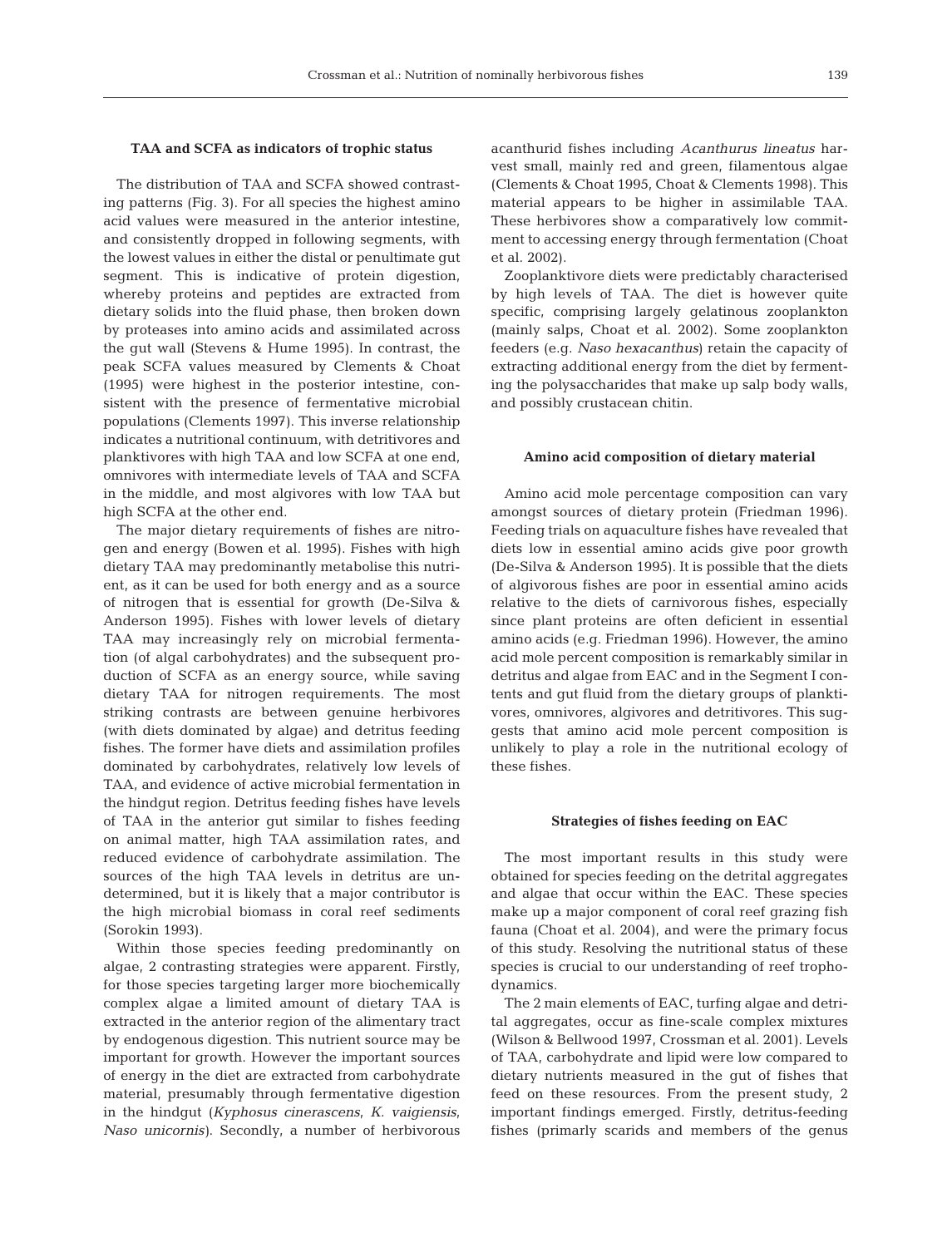### TAA and SCFA as indicators of trophic status

The distribution of TAA and SCFA showed contrasting patterns (Fig. 3). For all species the highest amino acid values were measured in the anterior intestine, and consistently dropped in following segments, with the lowest values in either the distal or penultimate gut segment. This is indicative of protein digestion, whereby proteins and peptides are extracted from dietary solids into the fluid phase, then broken down by proteases into amino acids and assimilated across the gut wall (Stevens & Hume 1995). In contrast, the peak SCFA values measured by Clements & Choat (1995) were highest in the posterior intestine, consistent with the presence of fermentative microbial populations (Clements 1997). This inverse relationship indicates a nutritional continuum, with detritivores and planktivores with high TAA and low SCFA at one end, omnivores with intermediate levels of TAA and SCFA in the middle, and most algivores with low TAA but high SCFA at the other end.

The major dietary requirements of fishes are nitrogen and energy (Bowen et al. 1995). Fishes with high dietary TAA may predominantly metabolise this nutrient, as it can be used for both energy and as a source of nitrogen that is essential for growth (De-Silva & Anderson 1995). Fishes with lower levels of dietary TAA may increasingly rely on microbial fermentation (of algal carbohydrates) and the subsequent production of SCFA as an energy source, while saving dietary TAA for nitrogen requirements. The most striking contrasts are between genuine herbivores (with diets dominated by algae) and detritus feeding fishes. The former have diets and assimilation profiles dominated by carbohydrates, relatively low levels of TAA, and evidence of active microbial fermentation in the hindgut region. Detritus feeding fishes have levels of TAA in the anterior gut similar to fishes feeding on animal matter, high TAA assimilation rates, and reduced evidence of carbohydrate assimilation. The sources of the high TAA levels in detritus are undetermined, but it is likely that a major contributor is the high microbial biomass in coral reef sediments (Sorokin 1993).

Within those species feeding predominantly on algae, 2 contrasting strategies were apparent. Firstly, for those species targeting larger more biochemically complex algae a limited amount of dietary TAA is extracted in the anterior region of the alimentary tract by endogenous digestion. This nutrient source may be important for growth. However the important sources of energy in the diet are extracted from carbohydrate material, presumably through fermentative digestion in the hindgut (*Kyphosus cinerascens*, *K. vaigiensis*, *Naso unicornis*). Secondly, a number of herbivorous acanthurid fishes including *Acanthurus lineatus* harvest small, mainly red and green, filamentous algae (Clements & Choat 1995, Choat & Clements 1998). This material appears to be higher in assimilable TAA. These herbivores show a comparatively low commitment to accessing energy through fermentation (Choat et al. 2002).

Zooplanktivore diets were predictably characterised by high levels of TAA. The diet is however quite specific, comprising largely gelatinous zooplankton (mainly salps, Choat et al. 2002). Some zooplankton feeders (e.g. *Naso hexacanthus*) retain the capacity of extracting additional energy from the diet by fermenting the polysaccharides that make up salp body walls, and possibly crustacean chitin.

### Amino acid composition of dietary material

Amino acid mole percentage composition can vary amongst sources of dietary protein (Friedman 1996). Feeding trials on aquaculture fishes have revealed that diets low in essential amino acids give poor growth (De-Silva & Anderson 1995). It is possible that the diets of algivorous fishes are poor in essential amino acids relative to the diets of carnivorous fishes, especially since plant proteins are often deficient in essential amino acids (e.g. Friedman 1996). However, the amino acid mole percent composition is remarkably similar in detritus and algae from EAC and in the Segment I contents and gut fluid from the dietary groups of planktivores, omnivores, algivores and detritivores. This suggests that amino acid mole percent composition is unlikely to play a role in the nutritional ecology of these fishes.

### Strategies of fishes feeding on EAC

The most important results in this study were obtained for species feeding on the detrital aggregates and algae that occur within the EAC. These species make up a major component of coral reef grazing fish fauna (Choat et al. 2004), and were the primary focus of this study. Resolving the nutritional status of these species is crucial to our understanding of reef trophodynamics.

The 2 main elements of EAC, turfing algae and detrital aggregates, occur as fine-scale complex mixtures (Wilson & Bellwood 1997, Crossman et al. 2001). Levels of TAA, carbohydrate and lipid were low compared to dietary nutrients measured in the gut of fishes that feed on these resources. From the present study, 2 important findings emerged. Firstly, detritus-feeding fishes (primarily scarids and members of the genus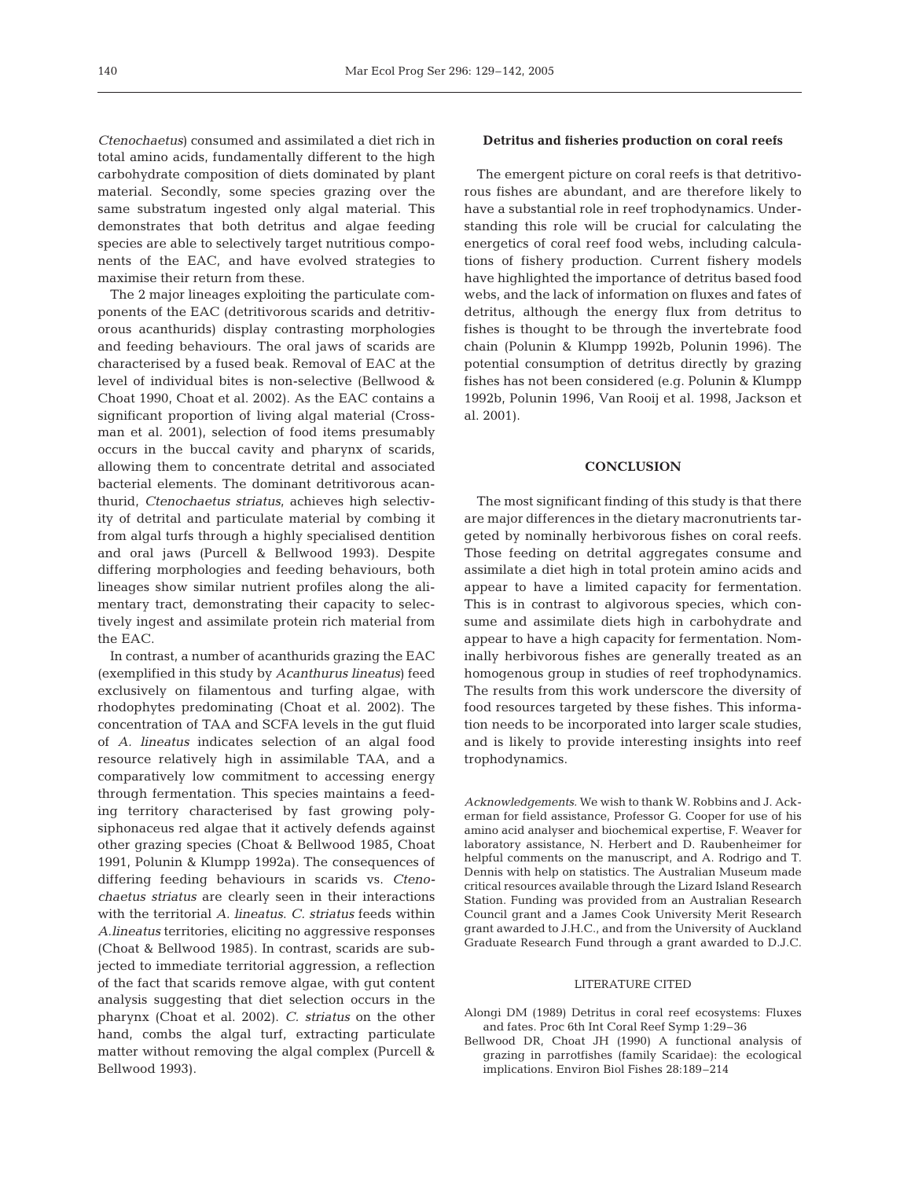*Ctenochaetus*) consumed and assimilated a diet rich in total amino acids, fundamentally different to the high carbohydrate composition of diets dominated by plant material. Secondly, some species grazing over the same substratum ingested only algal material. This demonstrates that both detritus and algae feeding species are able to selectively target nutritious components of the EAC, and have evolved strategies to maximise their return from these.

The 2 major lineages exploiting the particulate components of the EAC (detritivorous scarids and detritivorous acanthurids) display contrasting morphologies and feeding behaviours. The oral jaws of scarids are characterised by a fused beak. Removal of EAC at the level of individual bites is non-selective (Bellwood & Choat 1990, Choat et al. 2002). As the EAC contains a significant proportion of living algal material (Crossman et al. 2001), selection of food items presumably occurs in the buccal cavity and pharynx of scarids, allowing them to concentrate detrital and associated bacterial elements. The dominant detritivorous acanthurid, *Ctenochaetus striatus*, achieves high selectivity of detrital and particulate material by combing it from algal turfs through a highly specialised dentition and oral jaws (Purcell & Bellwood 1993). Despite differing morphologies and feeding behaviours, both lineages show similar nutrient profiles along the alimentary tract, demonstrating their capacity to selectively ingest and assimilate protein rich material from the EAC.

In contrast, a number of acanthurids grazing the EAC (exemplified in this study by *Acanthurus lineatus*) feed exclusively on filamentous and turfing algae, with rhodophytes predominating (Choat et al. 2002). The concentration of TAA and SCFA levels in the gut fluid of *A. lineatus* indicates selection of an algal food resource relatively high in assimilable TAA, and a comparatively low commitment to accessing energy through fermentation. This species maintains a feeding territory characterised by fast growing polysiphonaceus red algae that it actively defends against other grazing species (Choat & Bellwood 1985, Choat 1991, Polunin & Klumpp 1992a). The consequences of differing feeding behaviours in scarids vs. *Ctenochaetus striatus* are clearly seen in their interactions with the territorial *A. lineatus*. *C. striatus* feeds within *A. lineatus* territories, eliciting no aggressive responses (Choat & Bellwood 1985). In contrast, scarids are subjected to immediate territorial aggression, a reflection of the fact that scarids remove algae, with gut content analysis suggesting that diet selection occurs in the pharynx (Choat et al. 2002). *C. striatus* on the other hand, combs the algal turf, extracting particulate matter without removing the algal complex (Purcell & Bellwood 1993).

### Detritus and fisheries production on coral reefs

The emergent picture on coral reefs is that detritivorous fishes are abundant, and are therefore likely to have a substantial role in reef trophodynamics. Understanding this role will be crucial for calculating the energetics of coral reef food webs, including calculations of fishery production. Current fishery models have highlighted the importance of detritus based food webs, and the lack of information on fluxes and fates of detritus, although the energy flux from detritus to fishes is thought to be through the invertebrate food chain (Polunin & Klumpp 1992b, Polunin 1996). The potential consumption of detritus directly by grazing fishes has not been considered (e.g. Polunin & Klumpp 1992b, Polunin 1996, Van Rooij et al. 1998, Jackson et al. 2001).

## CONCLUSION

The most significant finding of this study is that there are major differences in the dietary macronutrients targeted by nominally herbivorous fishes on coral reefs. Those feeding on detrital aggregates consume and assimilate a diet high in total protein amino acids and appear to have a limited capacity for fermentation. This is in contrast to algivorous species, which consume and assimilate diets high in carbohydrate and appear to have a high capacity for fermentation. Nominally herbivorous fishes are generally treated as an homogenous group in studies of reef trophodynamics. The results from this work underscore the diversity of food resources targeted by these fishes. This information needs to be incorporated into larger scale studies, and is likely to provide interesting insights into reef trophodynamics.

*Acknowledgements.* We wish to thank W. Robbins and J. Ackerman for field assistance, Professor G. Cooper for use of his amino acid analyser and biochemical expertise, F. Weaver for laboratory assistance, N. Herbert and D. Raubenheimer for helpful comments on the manuscript, and A. Rodrigo and T. Dennis with help on statistics. The Australian Museum made critical resources available through the Lizard Island Research Station. Funding was provided from an Australian Research Council grant and a James Cook University Merit Research grant awarded to J.H.C., and from the University of Auckland Graduate Research Fund through a grant awarded to D.J.C.

## LITERATURE CITED

Alongi DM (1989) Detritus in coral reef ecosystems: Fluxes and fates. Proc 6th Int Coral Reef Symp 1:29–36

Bellwood DR, Choat JH (1990) A functional analysis of grazing in parrotfishes (family Scaridae): the ecological implications. Environ Biol Fishes 28:189–214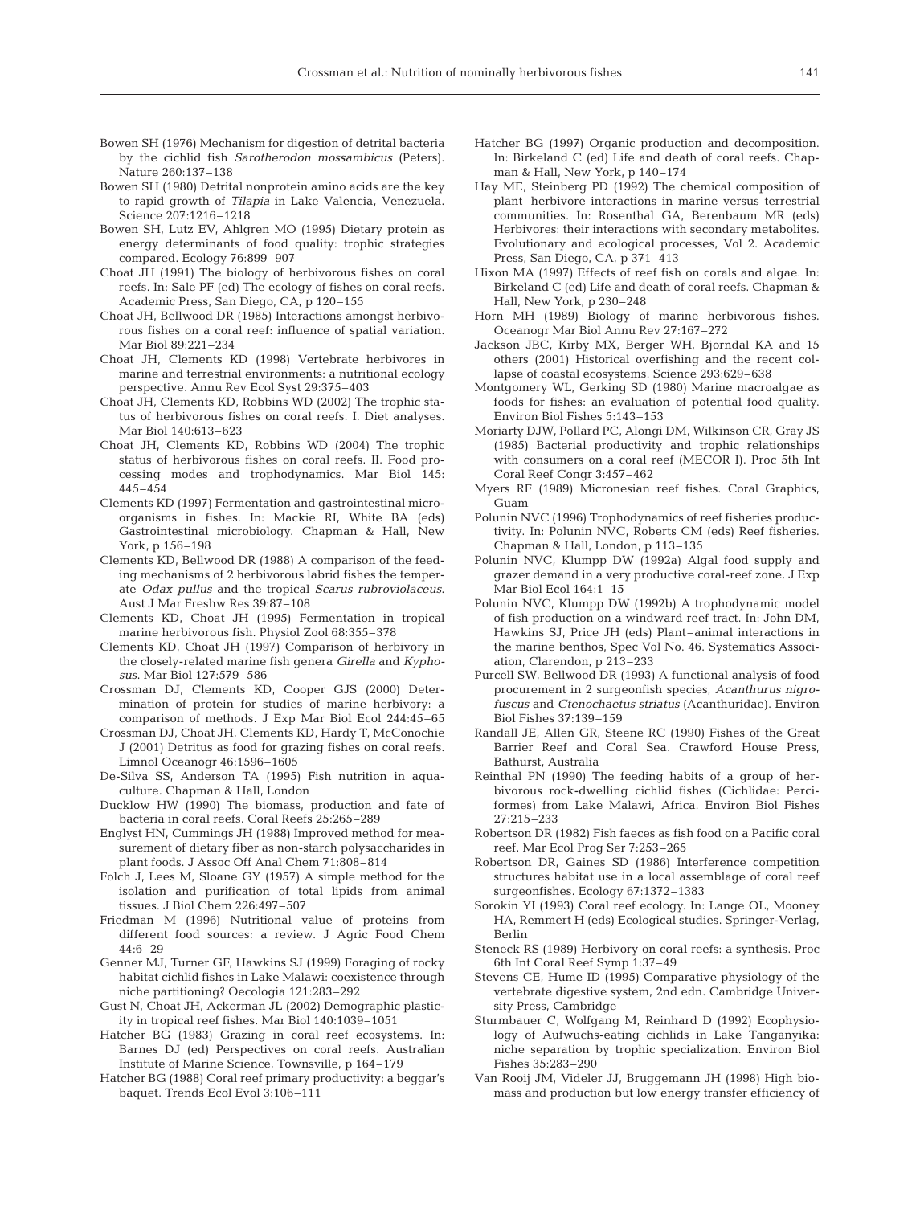Bowen SH (1976) Mechanism for digestion of detrital bacteria by the cichlid fish *Sarotherodon mossambicus* (Peters). Nature 260:137–138

Bowen SH (1980) Detrital nonprotein amino acids are the key to rapid growth of *Tilapia* in Lake Valencia, Venezuela. Science 207:1216–1218

Bowen SH, Lutz EV, Ahlgren MO (1995) Dietary protein as energy determinants of food quality: trophic strategies compared. Ecology 76:899–907

Choat JH (1991) The biology of herbivorous fishes on coral reefs. In: Sale PF (ed) The ecology of fishes on coral reefs. Academic Press, San Diego, CA, p 120–155

Choat JH, Bellwood DR (1985) Interactions amongst herbivorous fishes on a coral reef: influence of spatial variation. Mar Biol 89:221–234

Choat JH, Clements KD (1998) Vertebrate herbivores in marine and terrestrial environments: a nutritional ecology perspective. Annu Rev Ecol Syst 29:375–403

Choat JH, Clements KD, Robbins WD (2002) The trophic status of herbivorous fishes on coral reefs. I. Diet analyses. Mar Biol 140:613–623

Choat JH, Clements KD, Robbins WD (2004) The trophic status of herbivorous fishes on coral reefs. II. Food processing modes and trophodynamics. Mar Biol 145:445–454

Clements KD (1997) Fermentation and gastrointestinal microorganisms in fishes. In: Mackie RI, White BA (eds) Gastrointestinal microbiology. Chapman & Hall, New York, p 156–198

Clements KD, Bellwood DR (1988) A comparison of the feeding mechanisms of 2 herbivorous labrid fishes the temperate *Odax pullus* and the tropical *Scarus rubroviolaceus*. Aust J Mar Freshw Res 39:87–108

Clements KD, Choat JH (1995) Fermentation in tropical marine herbivorous fish. Physiol Zool 68:355–378

Clements KD, Choat JH (1997) Comparison of herbivory in the closely-related marine fish genera *Girella* and *Kyphosus*. Mar Biol 127:579–586

Crossman DJ, Clements KD, Cooper GJS (2000) Determination of protein for studies of marine herbivory: a comparison of methods. J Exp Mar Biol Ecol 244:45–65

Crossman DJ, Choat JH, Clements KD, Hardy T, McConochie J (2001) Detritus as food for grazing fishes on coral reefs. Limnol Oceanogr 46:1596–1605

De-Silva SS, Anderson TA (1995) Fish nutrition in aquaculture. Chapman & Hall, London

Ducklow HW (1990) The biomass, production and fate of bacteria in coral reefs. Coral Reefs 25:265–289

Englyst HN, Cummings JH (1988) Improved method for measurement of dietary fiber as non-starch polysaccharides in plant foods. J Assoc Off Anal Chem 71:808–814

Folch J, Lees M, Sloane GY (1957) A simple method for the isolation and purification of total lipids from animal tissues. J Biol Chem 226:497–507

Friedman M (1996) Nutritional value of proteins from different food sources: a review. J Agric Food Chem 44:6–29

Genner MJ, Turner GF, Hawkins SJ (1999) Foraging of rocky habitat cichlid fishes in Lake Malawi: coexistence through niche partitioning? Oecologia 121:283–292

Gust N, Choat JH, Ackerman JL (2002) Demographic plasticity in tropical reef fishes. Mar Biol 140:1039–1051

Hatcher BG (1983) Grazing in coral reef ecosystems. In: Barnes DJ (ed) Perspectives on coral reefs. Australian Institute of Marine Science, Townsville, p 164–179

Hatcher BG (1988) Coral reef primary productivity: a beggar's baquet. Trends Ecol Evol 3:106–111

Hatcher BG (1997) Organic production and decomposition. In: Birkeland C (ed) Life and death of coral reefs. Chapman & Hall, New York, p 140–174

Hay ME, Steinberg PD (1992) The chemical composition of plant–herbivore interactions in marine versus terrestrial communities. In: Rosenthal GA, Berenbaum MR (eds) Herbivores: their interactions with secondary metabolites. Evolutionary and ecological processes, Vol 2. Academic Press, San Diego, CA, p 371–413

Hixon MA (1997) Effects of reef fish on corals and algae. In: Birkeland C (ed) Life and death of coral reefs. Chapman & Hall, New York, p 230–248

Horn MH (1989) Biology of marine herbivorous fishes. Oceanogr Mar Biol Annu Rev 27:167–272

Jackson JBC, Kirby MX, Berger WH, Bjorndal KA and 15 others (2001) Historical overfishing and the recent collapse of coastal ecosystems. Science 293:629–638

Montgomery WL, Gerking SD (1980) Marine macroalgae as foods for fishes: an evaluation of potential food quality. Environ Biol Fishes 5:143–153

Moriarty DJW, Pollard PC, Alongi DM, Wilkinson CR, Gray JS (1985) Bacterial productivity and trophic relationships with consumers on a coral reef (MECOR I). Proc 5th Int Coral Reef Congr 3:457–462

Myers RF (1989) Micronesian reef fishes. Coral Graphics, Guam

Polunin NVC (1996) Trophodynamics of reef fisheries productivity. In: Polunin NVC, Roberts CM (eds) Reef fisheries. Chapman & Hall, London, p 113–135

Polunin NVC, Klumpp DW (1992a) Algal food supply and grazer demand in a very productive coral-reef zone. J Exp Mar Biol Ecol 164:1–15

Polunin NVC, Klumpp DW (1992b) A trophodynamic model of fish production on a windward reef tract. In: John DM, Hawkins SJ, Price JH (eds) Plant–animal interactions in the marine benthos, Spec Vol No. 46. Systematics Association, Clarendon, p 213–233

Purcell SW, Bellwood DR (1993) A functional analysis of food procurement in 2 surgeonfish species, *Acanthurus nigrofuscus* and *Ctenochaetus striatus* (Acanthuridae). Environ Biol Fishes 37:139–159

Randall JE, Allen GR, Steene RC (1990) Fishes of the Great Barrier Reef and Coral Sea. Crawford House Press, Bathurst, Australia

Reinthal PN (1990) The feeding habits of a group of herbivorous rock-dwelling cichlid fishes (Cichlidae: Perciformes) from Lake Malawi, Africa. Environ Biol Fishes 27:215–233

Robertson DR (1982) Fish faeces as fish food on a Pacific coral reef. Mar Ecol Prog Ser 7:253–265

Robertson DR, Gaines SD (1986) Interference competition structures habitat use in a local assemblage of coral reef surgeonfishes. Ecology 67:1372–1383

Sorokin YI (1993) Coral reef ecology. In: Lange OL, Mooney HA, Remmert H (eds) Ecological studies. Springer-Verlag, Berlin

Steneck RS (1989) Herbivory on coral reefs: a synthesis. Proc 6th Int Coral Reef Symp 1:37–49

Stevens CE, Hume ID (1995) Comparative physiology of the vertebrate digestive system, 2nd edn. Cambridge University Press, Cambridge

Sturmbauer C, Wolfgang M, Reinhard D (1992) Ecophysiology of Aufwuchs-eating cichlids in Lake Tanganyika: niche separation by trophic specialization. Environ Biol Fishes 35:283–290

Van Rooij JM, Videler JJ, Bruggemann JH (1998) High biomass and production but low energy transfer efficiency of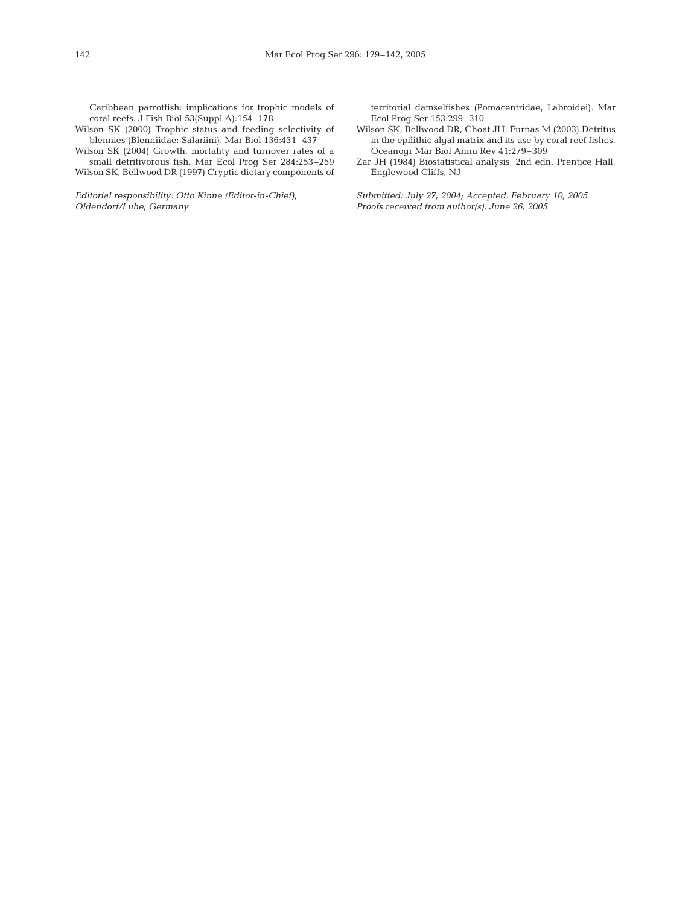Caribbean parrotfish: implications for trophic models of coral reefs. J Fish Biol 53(Suppl A):154–178

Wilson SK (2000) Trophic status and feeding selectivity of blennies (Blenniidae: Salariini). Mar Biol 136:431–437

Wilson SK (2004) Growth, mortality and turnover rates of a small detritivorous fish. Mar Ecol Prog Ser 284:253–259

Wilson SK, Bellwood DR (1997) Cryptic dietary components of territorial damselfishes (Pomacentridae, Labroidei). Mar Ecol Prog Ser 153:299–310

Wilson SK, Bellwood DR, Choat JH, Furnas M (2003) Detritus in the epilithic algal matrix and its use by coral reef fishes. Oceanogr Mar Biol Annu Rev 41:279–309

Zar JH (1984) Biostatistical analysis, 2nd edn. Prentice Hall, Englewood Cliffs, NJ

*Editorial responsibility: Otto Kinne (Editor-in-Chief), Oldendorf/Luhe, Germany*

*Submitted: July 27, 2004; Accepted: February 10, 2005*
*Proofs received from author(s): June 26, 2005*